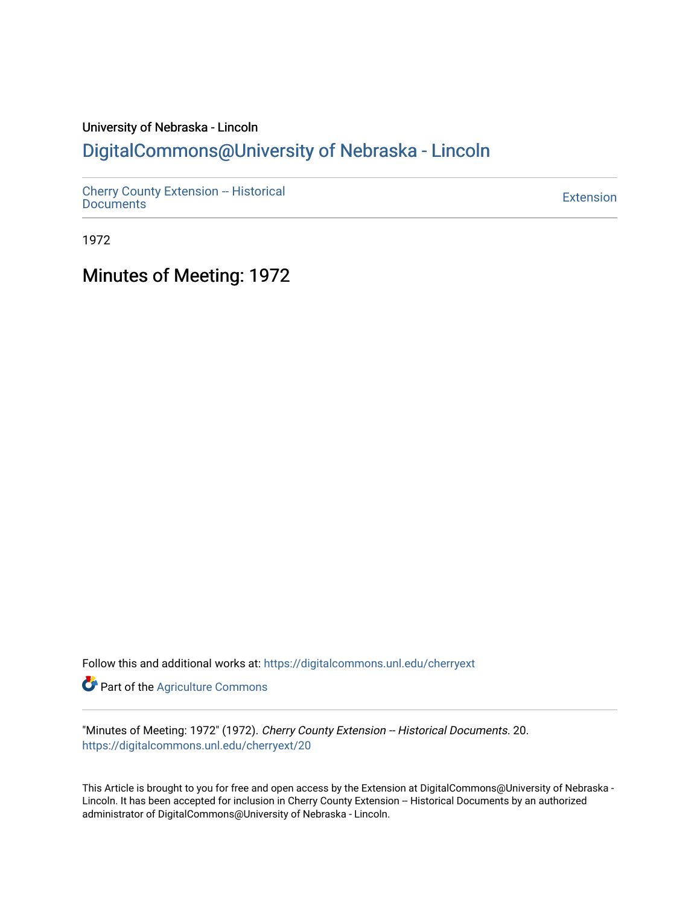University of Nebraska - Lincoln

## DigitalCommons@University of Nebraska - Lincoln

Cherry County Extension -- Historical Documents

Extension

1972

# Minutes of Meeting: 1972

Follow this and additional works at: https://digitalcommons.unl.edu/cherryext

Part of the Agriculture Commons

"Minutes of Meeting: 1972" (1972). *Cherry County Extension -- Historical Documents*. 20.
https://digitalcommons.unl.edu/cherryext/20

This Article is brought to you for free and open access by the Extension at DigitalCommons@University of Nebraska - Lincoln. It has been accepted for inclusion in Cherry County Extension -- Historical Documents by an authorized administrator of DigitalCommons@University of Nebraska - Lincoln.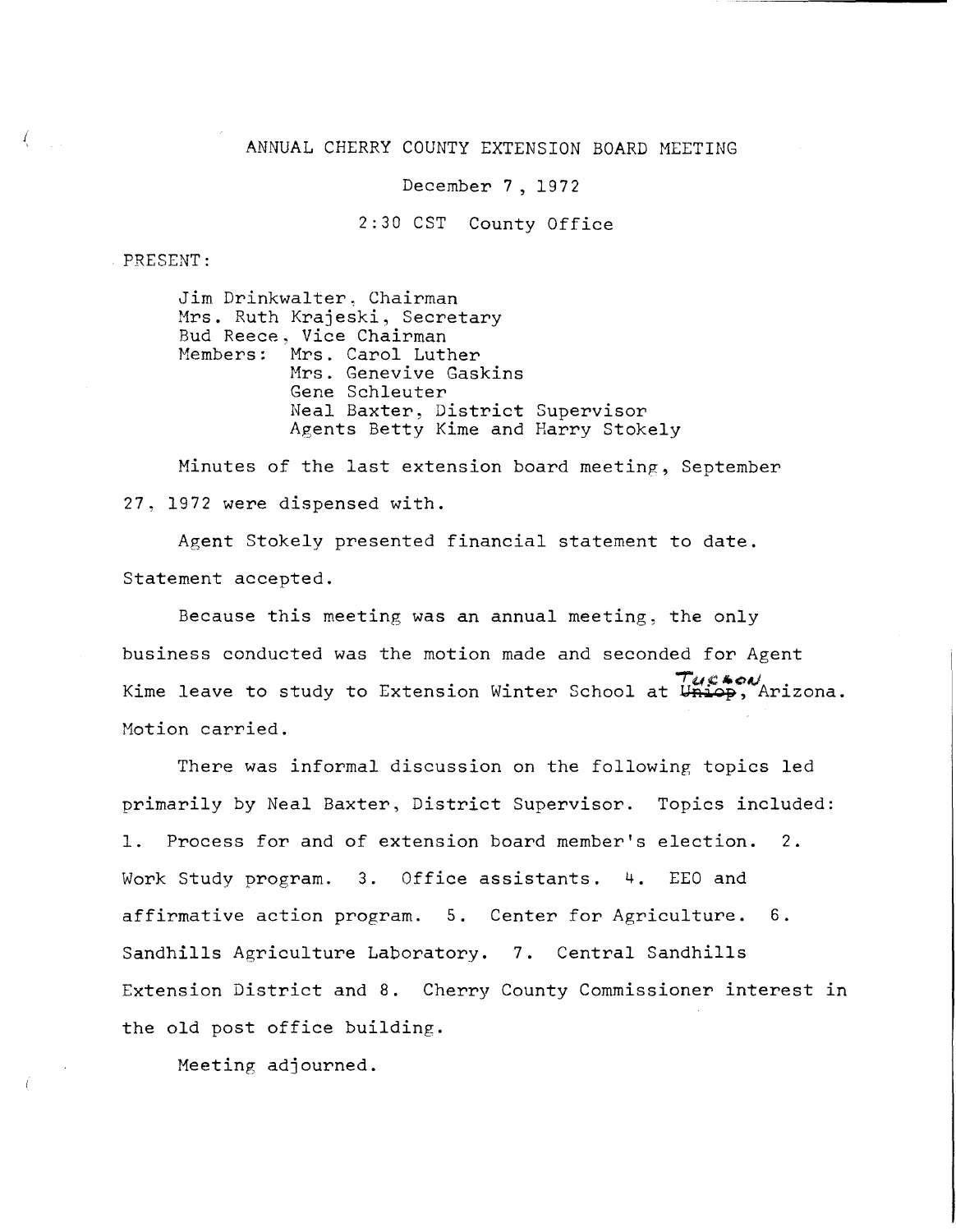# ANNUAL CHERRY COUNTY EXTENSION BOARD MEETING

December 7, 1972

2:30 CST County Office

PRESENT:

Jim Drinkwalter, Chairman
Mrs. Ruth Krajeski, Secretary
Bud Reece, Vice Chairman
Members: Mrs. Carol Luther
Mrs. Genevive Gaskins
Gene Schleuter
Neal Baxter, District Supervisor
Agents Betty Kime and Harry Stokely

Minutes of the last extension board meeting, September 27, 1972 were dispensed with.

Agent Stokely presented financial statement to date. Statement accepted.

Because this meeting was an annual meeting, the only business conducted was the motion made and seconded for Agent Kime leave to study to Extension Winter School at ~~Uniop~~ Tucson, Arizona. Motion carried.

There was informal discussion on the following topics led primarily by Neal Baxter, District Supervisor. Topics included: 1. Process for and of extension board member's election. 2. Work Study program. 3. Office assistants. 4. EEO and affirmative action program. 5. Center for Agriculture. 6. Sandhills Agriculture Laboratory. 7. Central Sandhills Extension District and 8. Cherry County Commissioner interest in the old post office building.

Meeting adjourned.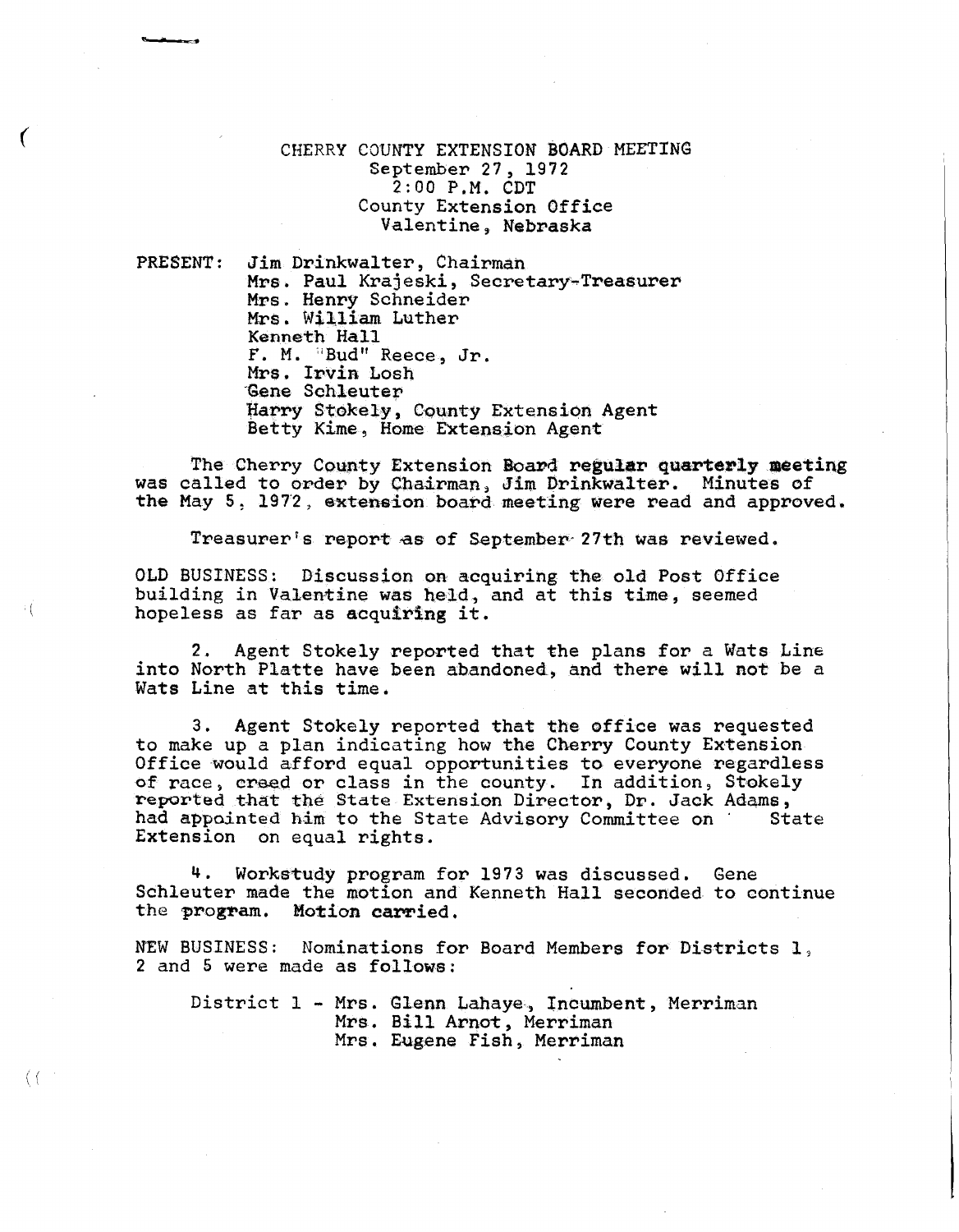CHERRY COUNTY EXTENSION BOARD MEETING
September 27, 1972
2:00 P.M. CDT
County Extension Office
Valentine, Nebraska

PRESENT: Jim Drinkwalter, Chairman
Mrs. Paul Krajeski, Secretary-Treasurer
Mrs. Henry Schneider
Mrs. William Luther
Kenneth Hall
F. M. "Bud" Reece, Jr.
Mrs. Irvin Losh
Gene Schleuter
Harry Stokely, County Extension Agent
Betty Kime, Home Extension Agent

The Cherry County Extension Board regular quarterly meeting was called to order by Chairman, Jim Drinkwalter. Minutes of the May 5, 1972, extension board meeting were read and approved.

Treasurer's report as of September 27th was reviewed.

OLD BUSINESS: Discussion on acquiring the old Post Office building in Valentine was held, and at this time, seemed hopeless as far as acquiring it.

2. Agent Stokely reported that the plans for a Wats Line into North Platte have been abandoned, and there will not be a Wats Line at this time.

3. Agent Stokely reported that the office was requested to make up a plan indicating how the Cherry County Extension Office would afford equal opportunities to everyone regardless of race, creed or class in the county. In addition, Stokely reported that the State Extension Director, Dr. Jack Adams, had appointed him to the State Advisory Committee on State Extension on equal rights.

4. Workstudy program for 1973 was discussed. Gene Schleuter made the motion and Kenneth Hall seconded to continue the program. Motion carried.

NEW BUSINESS: Nominations for Board Members for Districts 1, 2 and 5 were made as follows:

District 1 - Mrs. Glenn Lahaye, Incumbent, Merriman
Mrs. Bill Arnot, Merriman
Mrs. Eugene Fish, Merriman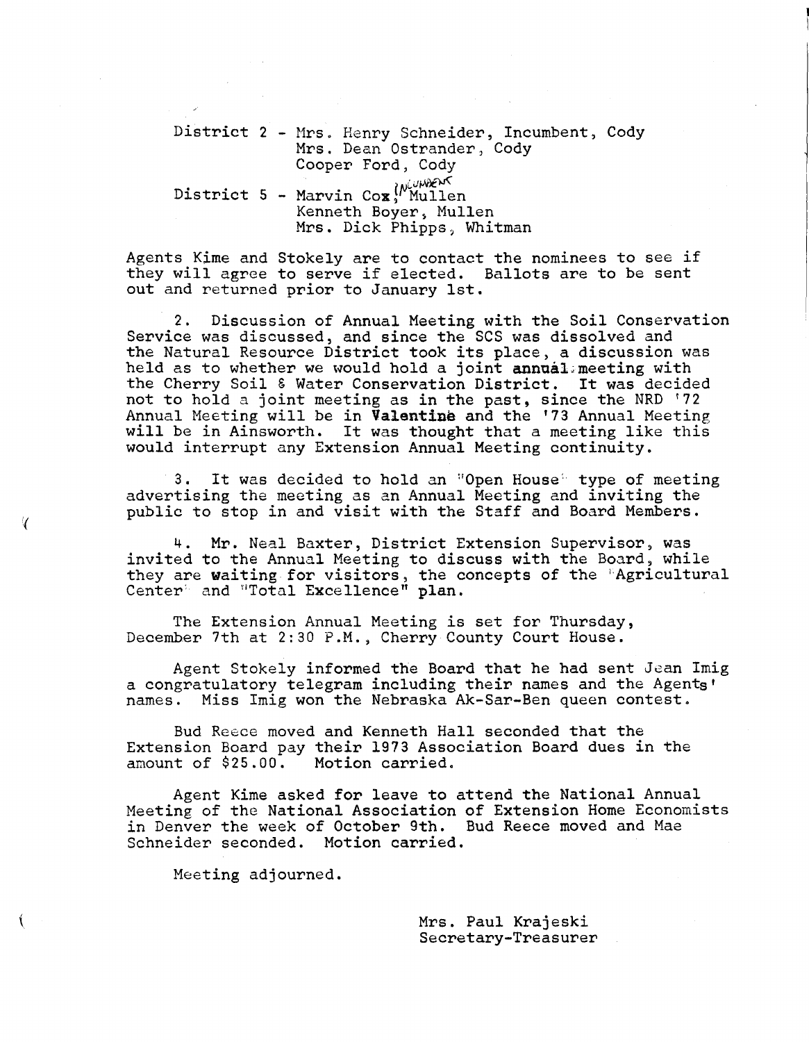District 2 - Mrs. Henry Schneider, Incumbent, Cody
Mrs. Dean Ostrander, Cody
Cooper Ford, Cody

District 5 - Marvin Cox, Incumbent, Mullen
Kenneth Boyer, Mullen
Mrs. Dick Phipps, Whitman

Agents Kime and Stokely are to contact the nominees to see if they will agree to serve if elected. Ballots are to be sent out and returned prior to January 1st.

2. Discussion of Annual Meeting with the Soil Conservation Service was discussed, and since the SCS was dissolved and the Natural Resource District took its place, a discussion was held as to whether we would hold a joint annual meeting with the Cherry Soil & Water Conservation District. It was decided not to hold a joint meeting as in the past, since the NRD '72 Annual Meeting will be in Valentine and the '73 Annual Meeting will be in Ainsworth. It was thought that a meeting like this would interrupt any Extension Annual Meeting continuity.

3. It was decided to hold an "Open House" type of meeting advertising the meeting as an Annual Meeting and inviting the public to stop in and visit with the Staff and Board Members.

4. Mr. Neal Baxter, District Extension Supervisor, was invited to the Annual Meeting to discuss with the Board, while they are waiting for visitors, the concepts of the "Agricultural Center" and "Total Excellence" plan.

The Extension Annual Meeting is set for Thursday, December 7th at 2:30 P.M., Cherry County Court House.

Agent Stokely informed the Board that he had sent Jean Imig a congratulatory telegram including their names and the Agents' names. Miss Imig won the Nebraska Ak-Sar-Ben queen contest.

Bud Reece moved and Kenneth Hall seconded that the Extension Board pay their 1973 Association Board dues in the amount of $25.00. Motion carried.

Agent Kime asked for leave to attend the National Annual Meeting of the National Association of Extension Home Economists in Denver the week of October 9th. Bud Reece moved and Mae Schneider seconded. Motion carried.

Meeting adjourned.

Mrs. Paul Krajeski
Secretary-Treasurer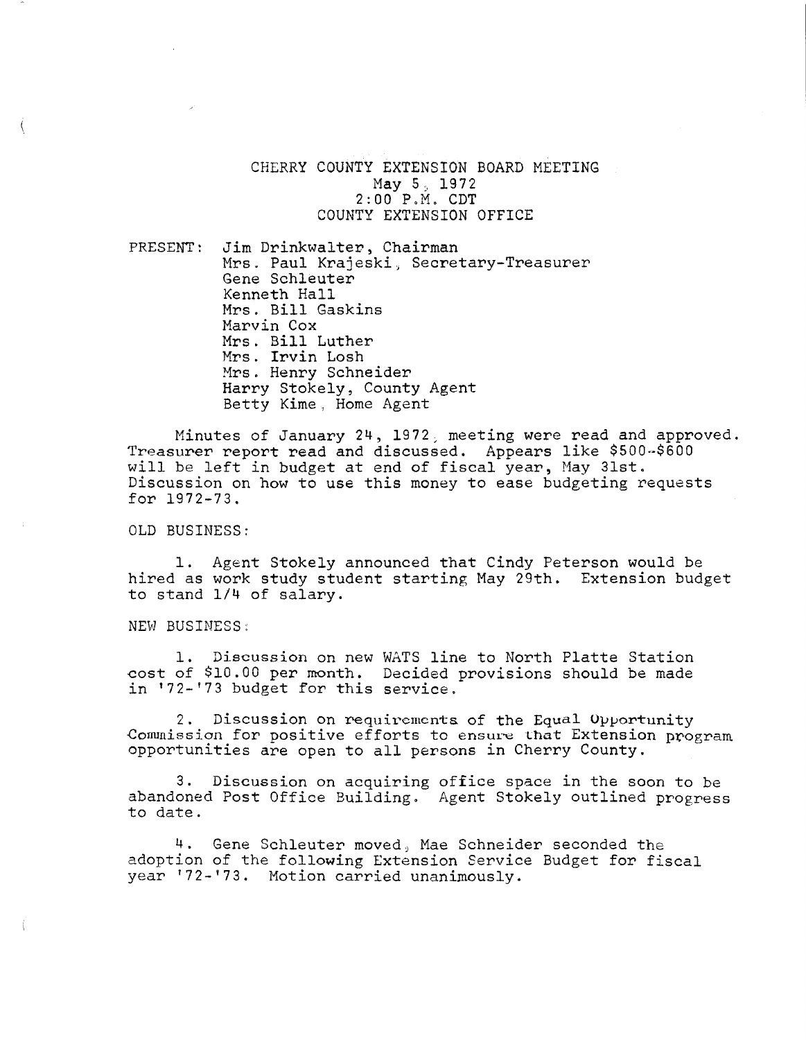# CHERRY COUNTY EXTENSION BOARD MEETING

May 5, 1972
2:00 P.M. CDT
COUNTY EXTENSION OFFICE

PRESENT: Jim Drinkwalter, Chairman
Mrs. Paul Krajeski, Secretary-Treasurer
Gene Schleuter
Kenneth Hall
Mrs. Bill Gaskins
Marvin Cox
Mrs. Bill Luther
Mrs. Irvin Losh
Mrs. Henry Schneider
Harry Stokely, County Agent
Betty Kime, Home Agent

Minutes of January 24, 1972, meeting were read and approved. Treasurer report read and discussed. Appears like $500-$600 will be left in budget at end of fiscal year, May 31st. Discussion on how to use this money to ease budgeting requests for 1972-73.

OLD BUSINESS:

1. Agent Stokely announced that Cindy Peterson would be hired as work study student starting May 29th. Extension budget to stand 1/4 of salary.

NEW BUSINESS:

1. Discussion on new WATS line to North Platte Station cost of $10.00 per month. Decided provisions should be made in '72-'73 budget for this service.

2. Discussion on requirements of the Equal Opportunity Commission for positive efforts to ensure that Extension program opportunities are open to all persons in Cherry County.

3. Discussion on acquiring office space in the soon to be abandoned Post Office Building. Agent Stokely outlined progress to date.

4. Gene Schleuter moved, Mae Schneider seconded the adoption of the following Extension Service Budget for fiscal year '72-'73. Motion carried unanimously.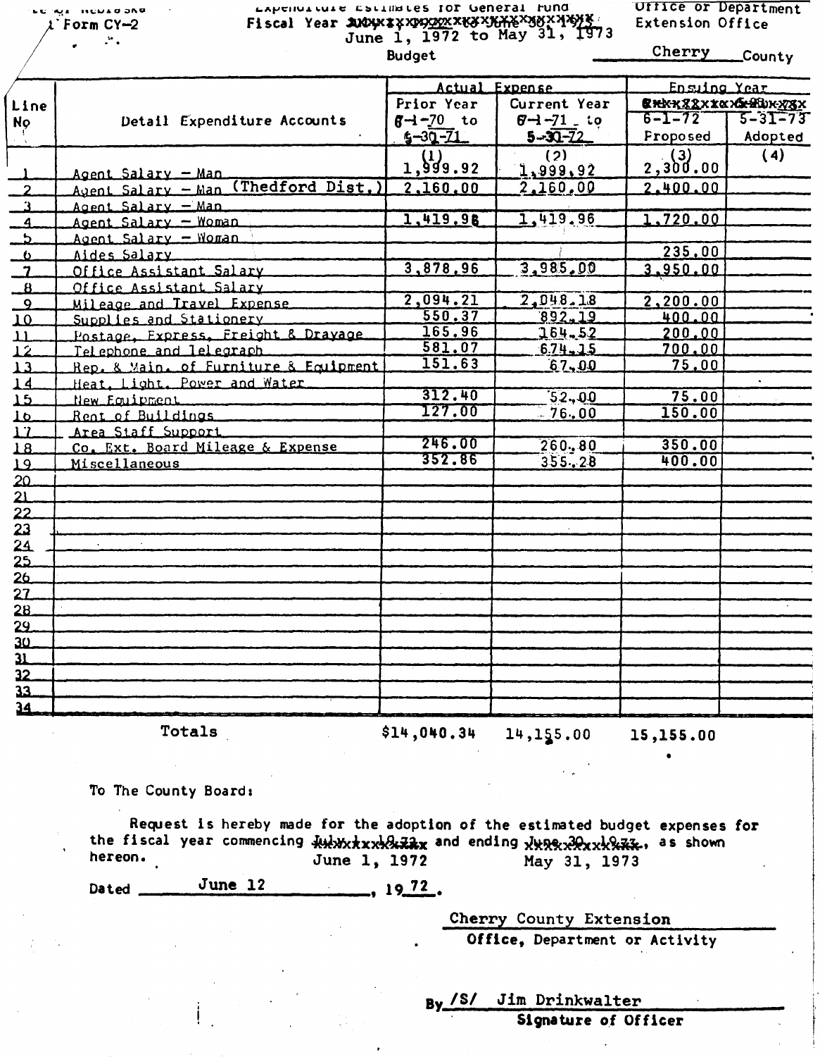State of Nebraska
Form CY-2

Expenditure Estimates for General Fund
Fiscal Year ~~July 1, 1972 to June 30, 1973~~
June 1, 1972 to May 31, 1973
Budget

Office or Department
Extension Office

Cherry County

| Line No | Detail Expenditure Accounts | Actual Expense | | Ensuing Year | |
|---|---|---|---|---|---|
| | | Prior Year 6-1-70 to 5-30-71 | Current Year 6-1-71 to 5-30-72 | 6-1-72 Proposed | 5-31-73 Adopted |
| | | (1) | (2) | (3) | (4) |
| 1 | Agent Salary – Man | 1,999.92 | 1,999.92 | 2,300.00 | |
| 2 | Agent Salary – Man (Thedford Dist.) | 2,160.00 | 2,160.00 | 2,400.00 | |
| 3 | Agent Salary – Man | | | | |
| 4 | Agent Salary – Woman | 1,419.96 | 1,419.96 | 1,720.00 | |
| 5 | Agent Salary – Woman | | | | |
| 6 | Aides Salary | | | 235.00 | |
| 7 | Office Assistant Salary | 3,878.96 | 3,985.00 | 3,950.00 | |
| 8 | Office Assistant Salary | | | | |
| 9 | Mileage and Travel Expense | 2,094.21 | 2,048.18 | 2,200.00 | |
| 10 | Supplies and Stationery | 550.37 | 892.19 | 400.00 | |
| 11 | Postage, Express, Freight & Drayage | 165.96 | 164.52 | 200.00 | |
| 12 | Telephone and Telegraph | 581.07 | 674.15 | 700.00 | |
| 13 | Rep. & Main. of Furniture & Equipment | 151.63 | 67.00 | 75.00 | |
| 14 | Heat, Light, Power and Water | | | | |
| 15 | New Equipment | 312.40 | 52.00 | 75.00 | |
| 16 | Rent of Buildings | 127.00 | 76.00 | 150.00 | |
| 17 | Area Staff Support | | | | |
| 18 | Co. Ext. Board Mileage & Expense | 246.00 | 260.80 | 350.00 | |
| 19 | Miscellaneous | 352.86 | 355.28 | 400.00 | |
| 20 | | | | | |
| 21 | | | | | |
| 22 | | | | | |
| 23 | | | | | |
| 24 | | | | | |
| 25 | | | | | |
| 26 | | | | | |
| 27 | | | | | |
| 28 | | | | | |
| 29 | | | | | |
| 30 | | | | | |
| 31 | | | | | |
| 32 | | | | | |
| 33 | | | | | |
| 34 | | | | | |
| | Totals | $14,040.34 | 14,155.00 | 15,155.00 | |

To The County Board:

Request is hereby made for the adoption of the estimated budget expenses for the fiscal year commencing ~~July 1, 1972~~ June 1, 1972 and ending ~~June 30, 1973~~ May 31, 1973, as shown hereon.

Dated June 12, 1972.

Cherry County Extension
Office, Department or Activity

By /S/ Jim Drinkwalter
Signature of Officer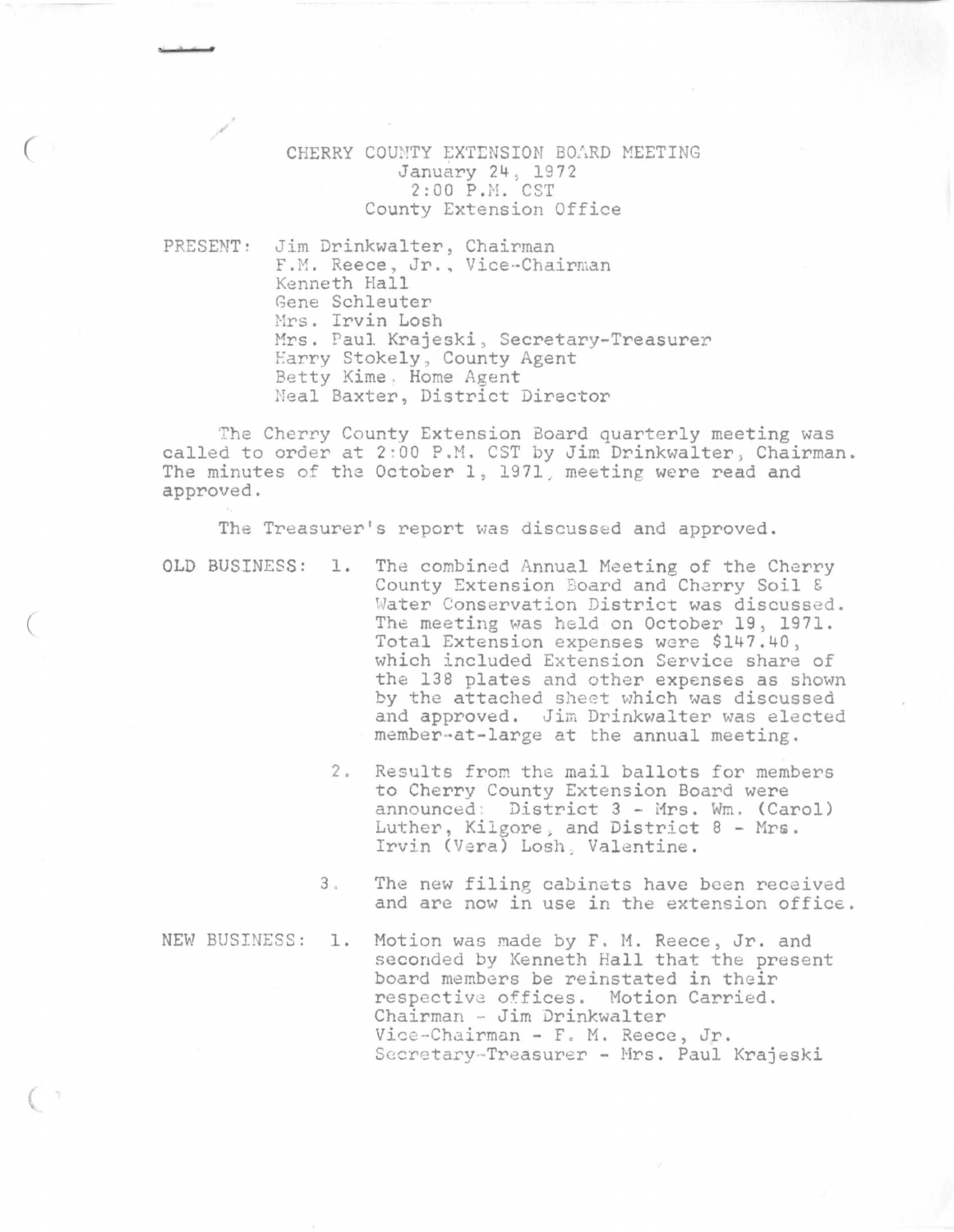# CHERRY COUNTY EXTENSION BOARD MEETING

January 24, 1972
2:00 P.M. CST
County Extension Office

PRESENT: Jim Drinkwalter, Chairman
F.M. Reece, Jr., Vice-Chairman
Kenneth Hall
Gene Schleuter
Mrs. Irvin Losh
Mrs. Paul Krajeski, Secretary-Treasurer
Harry Stokely, County Agent
Betty Kime, Home Agent
Neal Baxter, District Director

The Cherry County Extension Board quarterly meeting was called to order at 2:00 P.M. CST by Jim Drinkwalter, Chairman. The minutes of the October 1, 1971, meeting were read and approved.

The Treasurer's report was discussed and approved.

OLD BUSINESS:

1. The combined Annual Meeting of the Cherry County Extension Board and Cherry Soil & Water Conservation District was discussed. The meeting was held on October 19, 1971. Total Extension expenses were $147.40, which included Extension Service share of the 138 plates and other expenses as shown by the attached sheet which was discussed and approved. Jim Drinkwalter was elected member-at-large at the annual meeting.

2. Results from the mail ballots for members to Cherry County Extension Board were announced: District 3 - Mrs. Wm. (Carol) Luther, Kilgore, and District 8 - Mrs. Irvin (Vera) Losh, Valentine.

3. The new filing cabinets have been received and are now in use in the extension office.

NEW BUSINESS:

1. Motion was made by F. M. Reece, Jr. and seconded by Kenneth Hall that the present board members be reinstated in their respective offices. Motion Carried.
   Chairman - Jim Drinkwalter
   Vice-Chairman - F. M. Reece, Jr.
   Secretary-Treasurer - Mrs. Paul Krajeski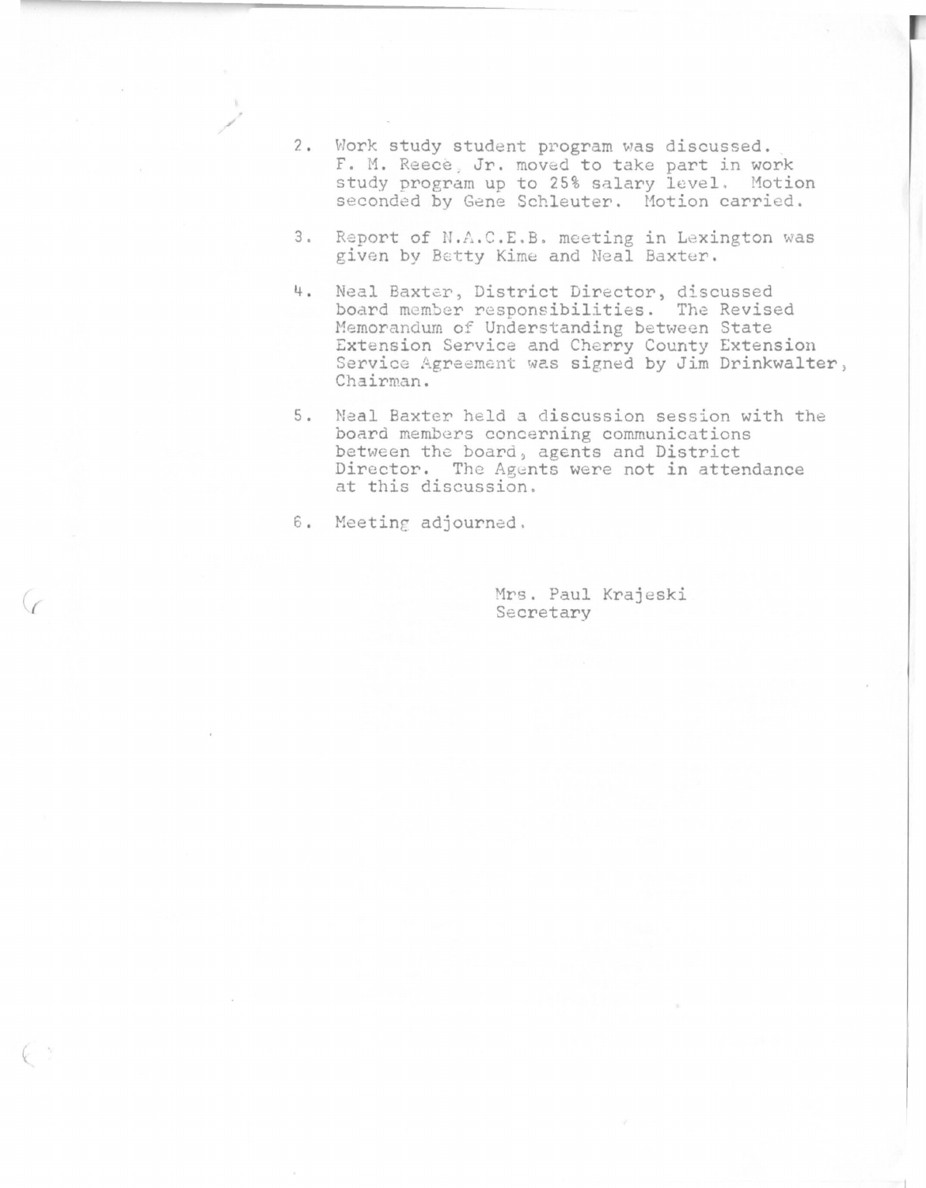2. Work study student program was discussed. F. M. Reece, Jr. moved to take part in work study program up to 25% salary level. Motion seconded by Gene Schleuter. Motion carried.

3. Report of N.A.C.E.B. meeting in Lexington was given by Betty Kime and Neal Baxter.

4. Neal Baxter, District Director, discussed board member responsibilities. The Revised Memorandum of Understanding between State Extension Service and Cherry County Extension Service Agreement was signed by Jim Drinkwalter, Chairman.

5. Neal Baxter held a discussion session with the board members concerning communications between the board, agents and District Director. The Agents were not in attendance at this discussion.

6. Meeting adjourned.

Mrs. Paul Krajeski
Secretary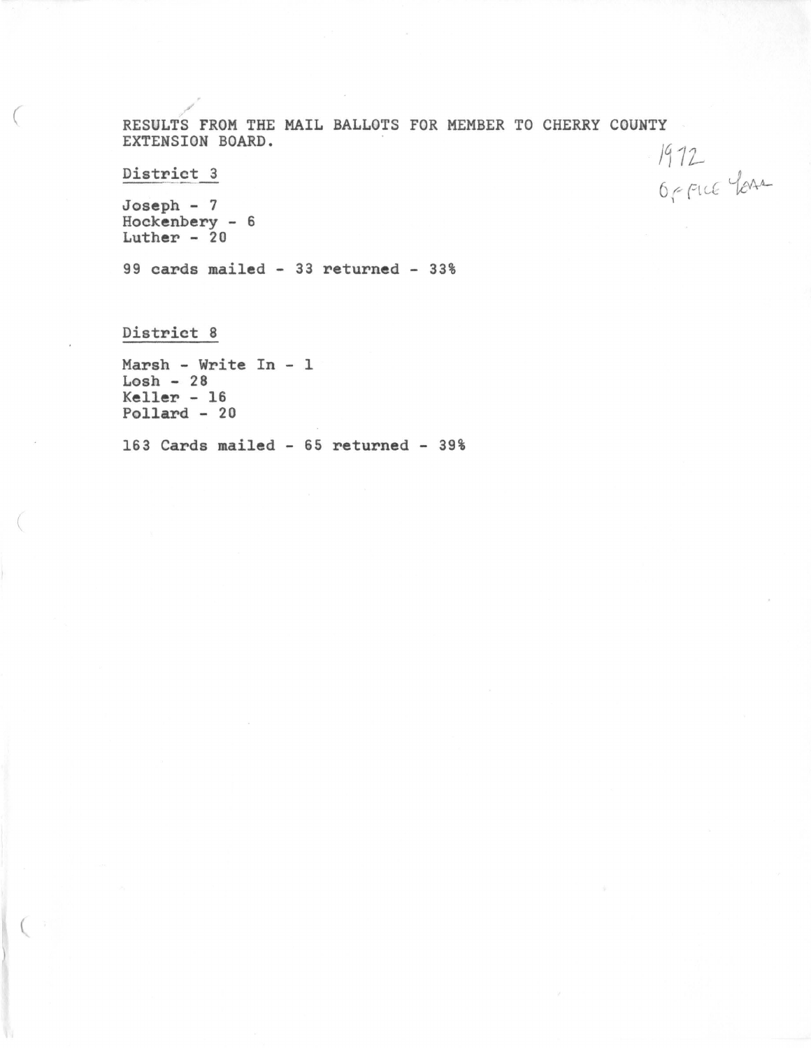RESULTS FROM THE MAIL BALLOTS FOR MEMBER TO CHERRY COUNTY EXTENSION BOARD.

1972
Office Term

District 3

Joseph - 7
Hockenbery - 6
Luther - 20

99 cards mailed - 33 returned - 33%

District 8

Marsh - Write In - 1
Losh - 28
Keller - 16
Pollard - 20

163 Cards mailed - 65 returned - 39%